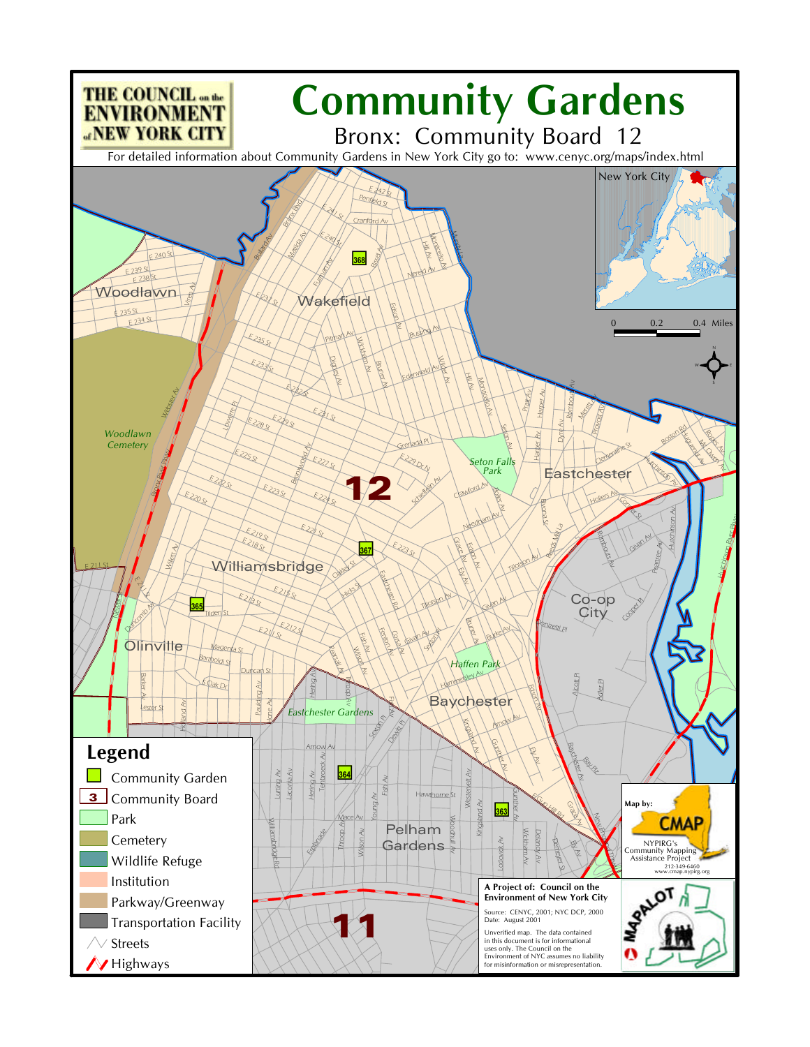# Community Gardens

## Bronx: Community Board 12

THE COUNCIL on the ENVIRONMENT of NEW YORK CITY

For detailed information about Community Gardens in New York City go to: www.cenyc.org/maps/index.html

## Legend

- Community Garden
- Community Board
- Park
- Cemetery
- Wildlife Refuge
- Institution
- Parkway/Greenway
- Transportation Facility
- Streets
- Highways

0 0.2 0.4 Miles

Map by: CMAP
NYPIRG's Community Mapping Assistance Project
212-349-6460
www.cmap.nypirg.org

**A Project of: Council on the Environment of New York City**

Source: CENYC, 2001; NYC DCP, 2000
Date: August 2001

Unverified map. The data contained in this document is for informational uses only. The Council on the Environment of NYC assumes no liability for misinformation or misrepresentation.

MAPALOT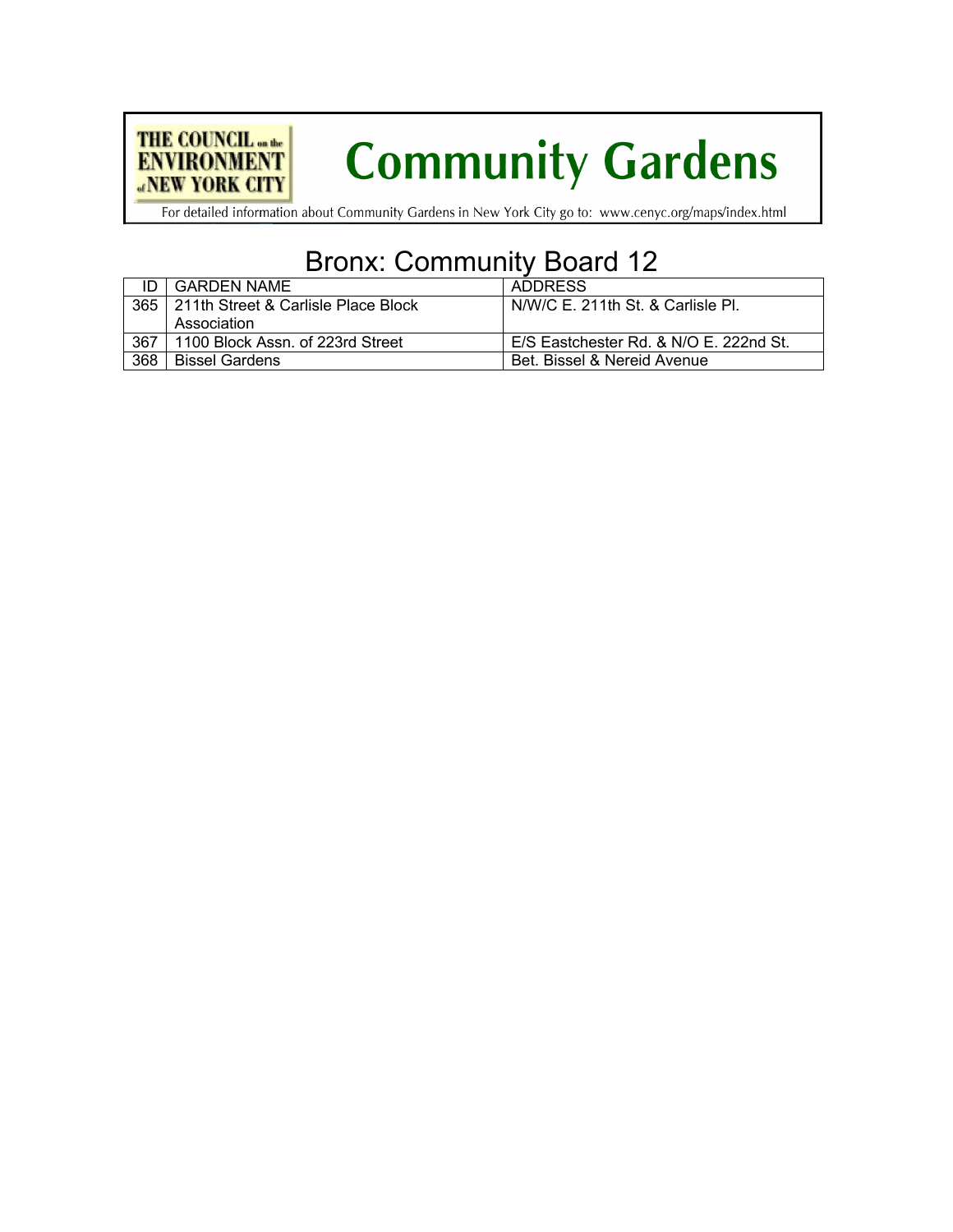THE COUNCIL on the ENVIRONMENT of NEW YORK CITY

# Community Gardens

For detailed information about Community Gardens in New York City go to: www.cenyc.org/maps/index.html

## Bronx: Community Board 12

| ID | GARDEN NAME | ADDRESS |
|---|---|---|
| 365 | 211th Street & Carlisle Place Block Association | N/W/C E. 211th St. & Carlisle Pl. |
| 367 | 1100 Block Assn. of 223rd Street | E/S Eastchester Rd. & N/O E. 222nd St. |
| 368 | Bissel Gardens | Bet. Bissel & Nereid Avenue |